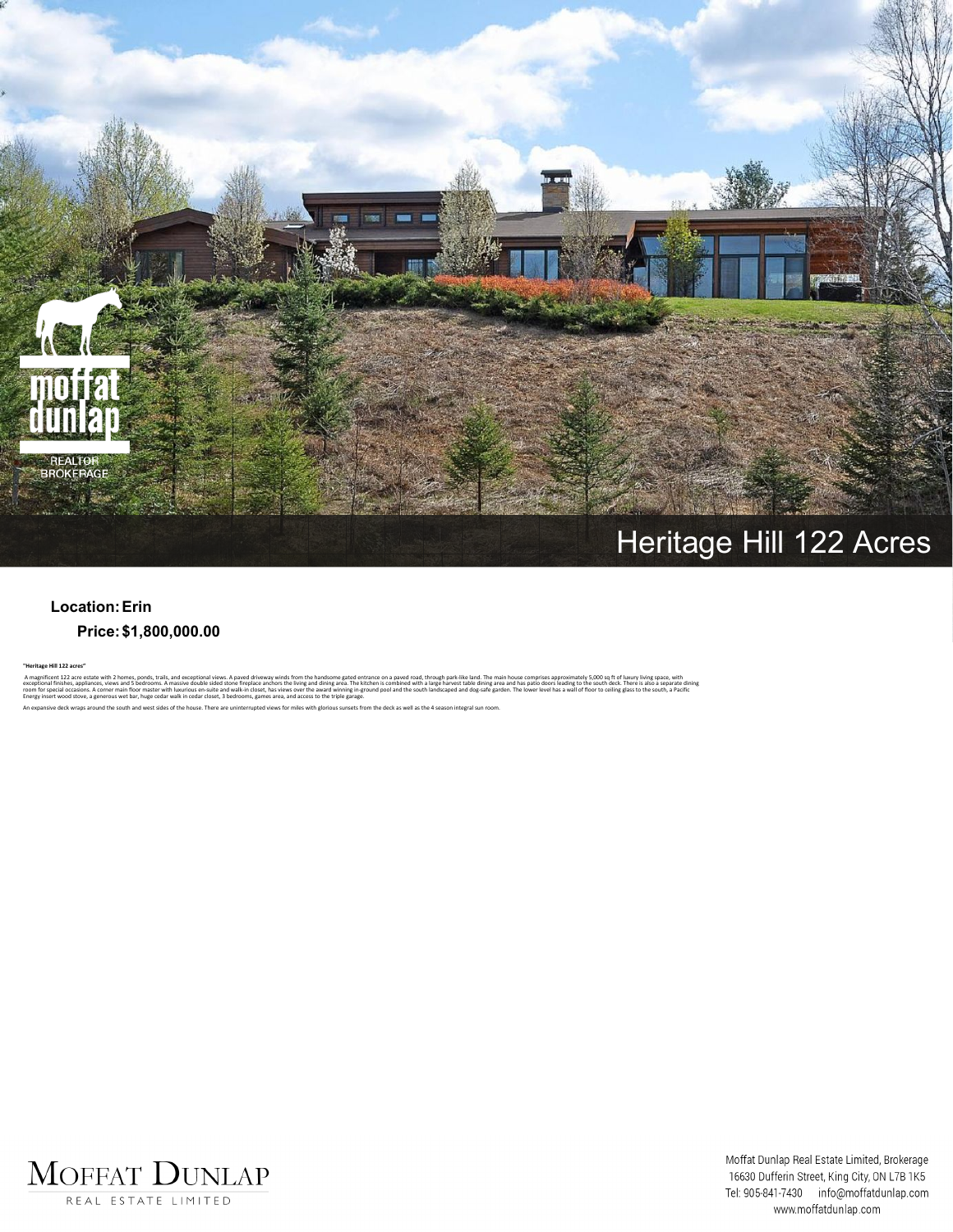# Heritage Hill 122 Acres

**Location:** Erin

**Price:** $1,800,000.00

**"Heritage Hill 122 acres"**

A magnificent 122 acre estate with 2 homes, ponds, trails, and exceptional views. A paved driveway winds from the handsome gated entrance on a paved road, through park-like land. The main house comprises approximately 5,000 sq ft of luxury living space, with exceptional finishes, appliances, views and 5 bedrooms. A massive double sided stone fireplace anchors the living and dining area. The kitchen is combined with a large harvest table dining area and has patio doors leading to the south deck. There is also a separate dining room for special occasions. A corner main floor master with luxurious en-suite and walk-in closet, has views over the award winning in-ground pool and the south landscaped and dog-safe garden. The lower level has a wall of floor to ceiling glass to the south, a Pacific Energy insert wood stove, a generous wet bar, huge cedar walk in cedar closet, 3 bedrooms, games area, and access to the triple garage.

An expansive deck wraps around the south and west sides of the house. There are uninterrupted views for miles with glorious sunsets from the deck as well as the 4 season integral sun room.

Moffat Dunlap Real Estate Limited, Brokerage
16630 Dufferin Street, King City, ON L7B 1K5
Tel: 905-841-7430 info@moffatdunlap.com
www.moffatdunlap.com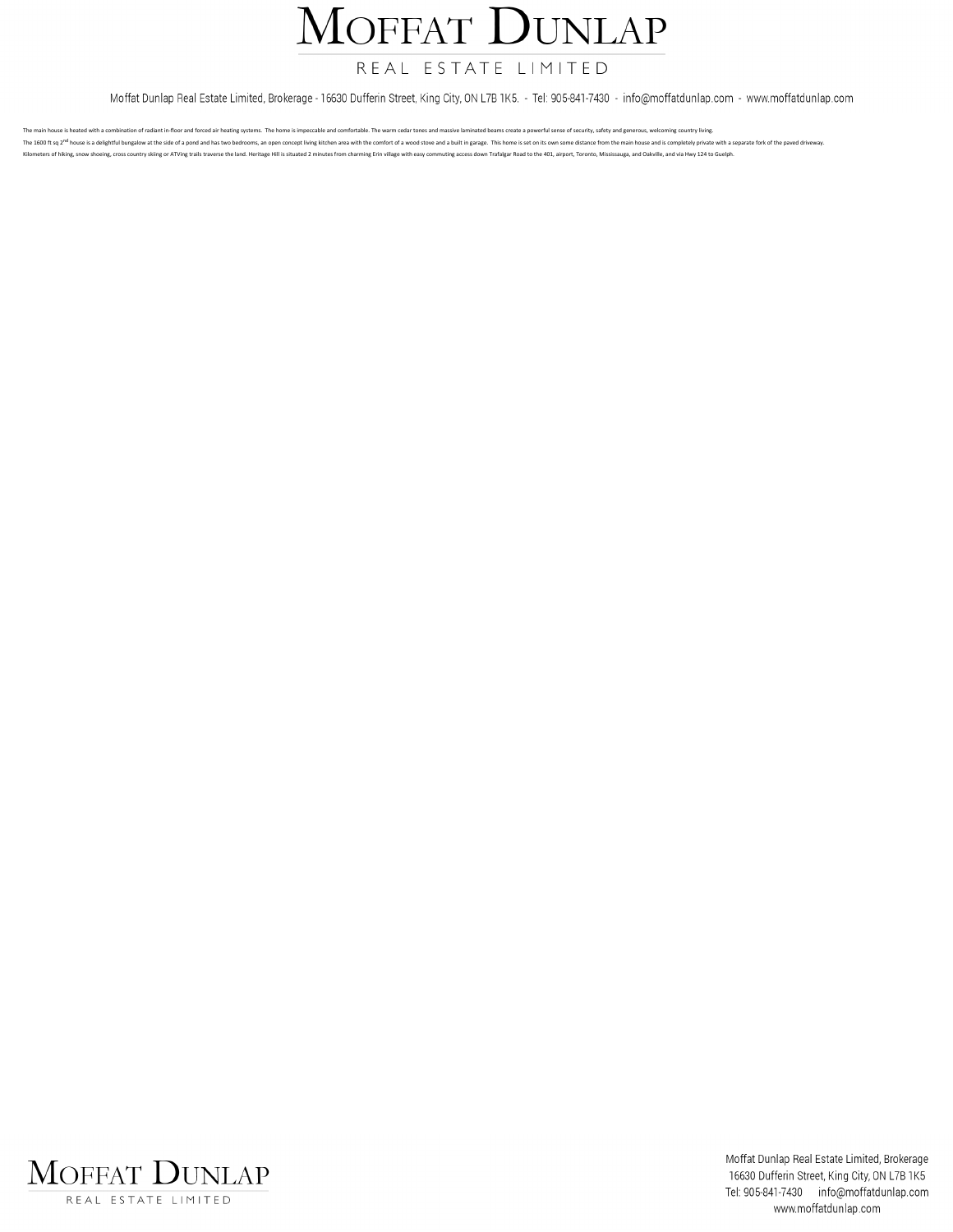The main house is heated with a combination of radiant in-floor and forced air heating systems. The home is impeccable and comfortable. The warm cedar tones and massive laminated beams create a powerful sense of security, safety and generous, welcoming country living.

The 1600 ft sq 2nd house is a delightful bungalow at the side of a pond and has two bedrooms, an open concept living kitchen area with the comfort of a wood stove and a built in garage. This home is set on its own some distance from the main house and is completely private with a separate fork of the paved driveway.

Kilometers of hiking, snow shoeing, cross country skiing or ATVing trails traverse the land. Heritage Hill is situated 2 minutes from charming Erin village with easy commuting access down Trafalgar Road to the 401, airport, Toronto, Mississauga, and Oakville, and via Hwy 124 to Guelph.